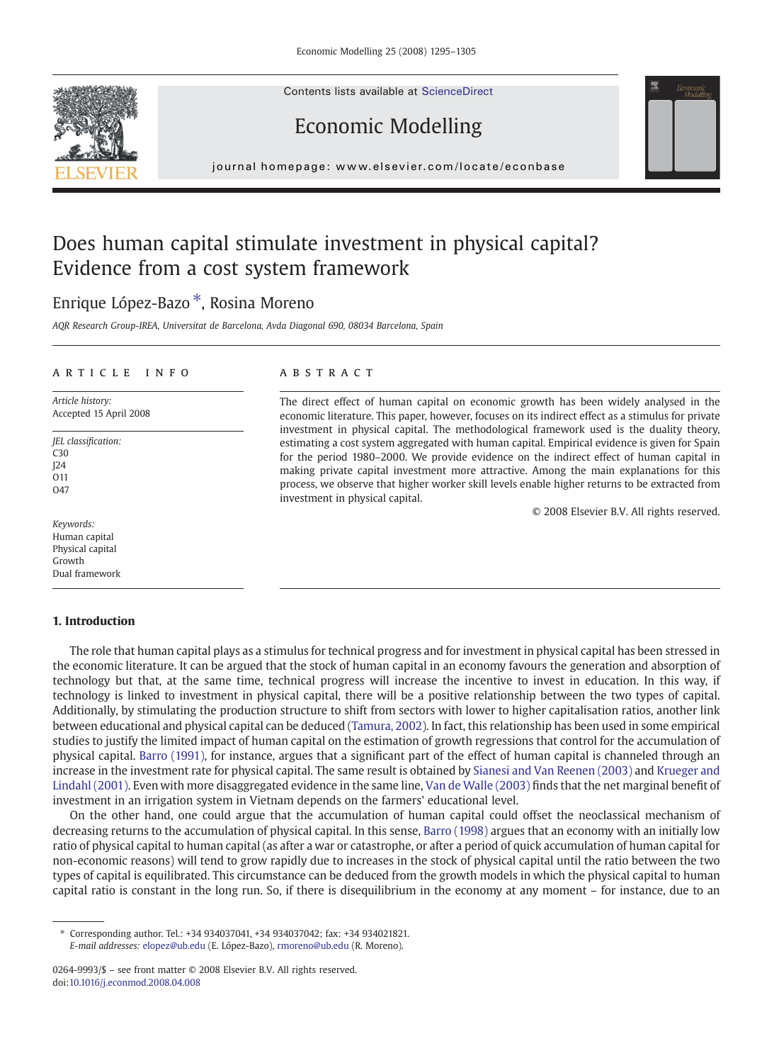# Does human capital stimulate investment in physical capital? Evidence from a cost system framework

Enrique López-Bazo *, Rosina Moreno

*AQR Research Group-IREA, Universitat de Barcelona, Avda Diagonal 690, 08034 Barcelona, Spain*

**ARTICLE INFO**

*Article history:*
Accepted 15 April 2008

*JEL classification:*
C30
J24
O11
O47

*Keywords:*
Human capital
Physical capital
Growth
Dual framework

**ABSTRACT**

The direct effect of human capital on economic growth has been widely analysed in the economic literature. This paper, however, focuses on its indirect effect as a stimulus for private investment in physical capital. The methodological framework used is the duality theory, estimating a cost system aggregated with human capital. Empirical evidence is given for Spain for the period 1980–2000. We provide evidence on the indirect effect of human capital in making private capital investment more attractive. Among the main explanations for this process, we observe that higher worker skill levels enable higher returns to be extracted from investment in physical capital.

© 2008 Elsevier B.V. All rights reserved.

## 1. Introduction

The role that human capital plays as a stimulus for technical progress and for investment in physical capital has been stressed in the economic literature. It can be argued that the stock of human capital in an economy favours the generation and absorption of technology but that, at the same time, technical progress will increase the incentive to invest in education. In this way, if technology is linked to investment in physical capital, there will be a positive relationship between the two types of capital. Additionally, by stimulating the production structure to shift from sectors with lower to higher capitalisation ratios, another link between educational and physical capital can be deduced (Tamura, 2002). In fact, this relationship has been used in some empirical studies to justify the limited impact of human capital on the estimation of growth regressions that control for the accumulation of physical capital. Barro (1991), for instance, argues that a significant part of the effect of human capital is channeled through an increase in the investment rate for physical capital. The same result is obtained by Sianesi and Van Reenen (2003) and Krueger and Lindahl (2001). Even with more disaggregated evidence in the same line, Van de Walle (2003) finds that the net marginal benefit of investment in an irrigation system in Vietnam depends on the farmers' educational level.

On the other hand, one could argue that the accumulation of human capital could offset the neoclassical mechanism of decreasing returns to the accumulation of physical capital. In this sense, Barro (1998) argues that an economy with an initially low ratio of physical capital to human capital (as after a war or catastrophe, or after a period of quick accumulation of human capital for non-economic reasons) will tend to grow rapidly due to increases in the stock of physical capital until the ratio between the two types of capital is equilibrated. This circumstance can be deduced from the growth models in which the physical capital to human capital ratio is constant in the long run. So, if there is disequilibrium in the economy at any moment – for instance, due to an

---

* Corresponding author. Tel.: +34 934037041, +34 934037042; fax: +34 934021821.
*E-mail addresses:* elopez@ub.edu (E. López-Bazo), rmoreno@ub.edu (R. Moreno).

0264-9993/$ – see front matter © 2008 Elsevier B.V. All rights reserved.
doi:10.1016/j.econmod.2008.04.008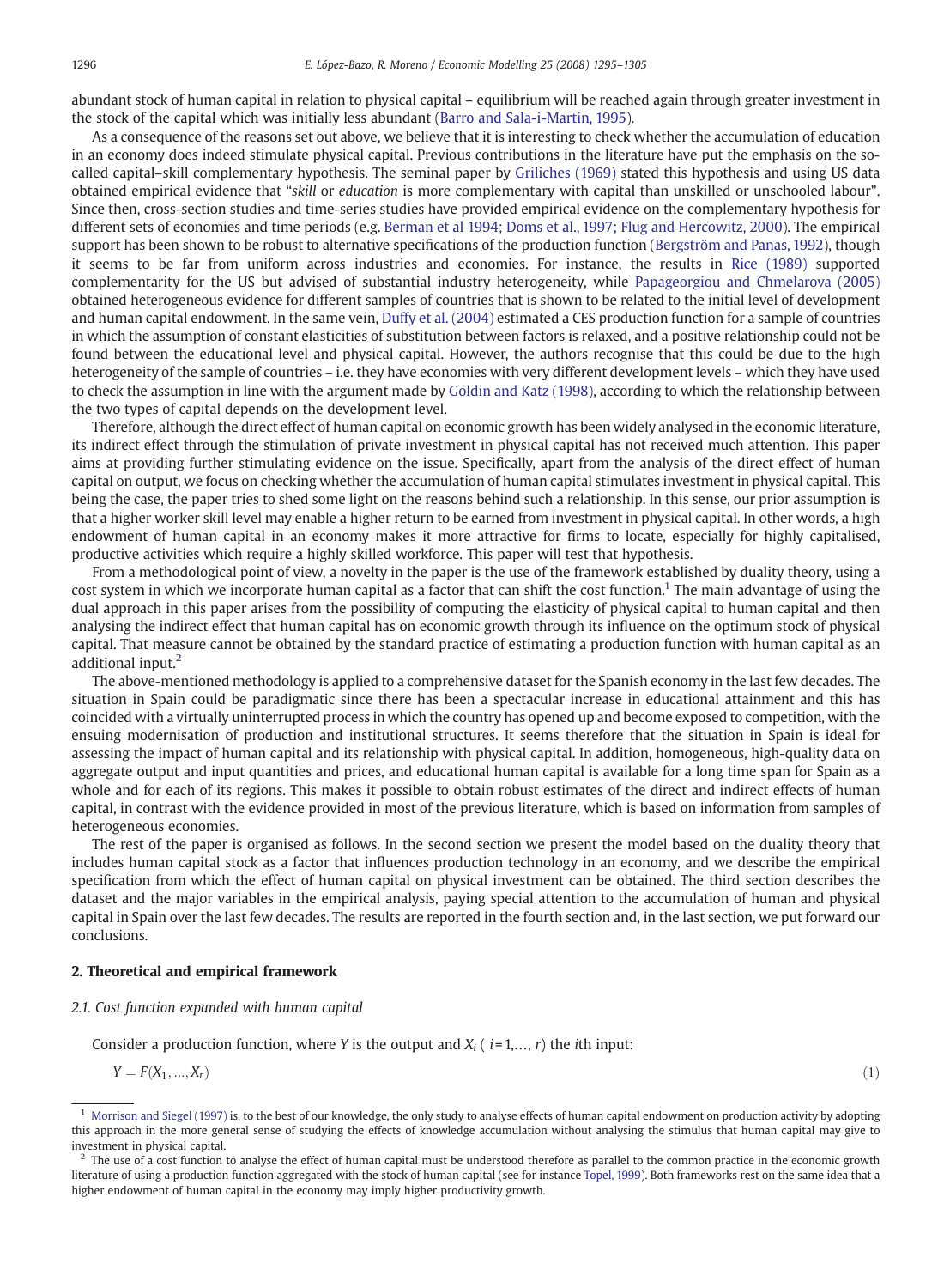abundant stock of human capital in relation to physical capital – equilibrium will be reached again through greater investment in the stock of the capital which was initially less abundant (Barro and Sala-i-Martin, 1995).

As a consequence of the reasons set out above, we believe that it is interesting to check whether the accumulation of education in an economy does indeed stimulate physical capital. Previous contributions in the literature have put the emphasis on the so-called capital–skill complementary hypothesis. The seminal paper by Griliches (1969) stated this hypothesis and using US data obtained empirical evidence that "*skill* or *education* is more complementary with capital than unskilled or unschooled labour". Since then, cross-section studies and time-series studies have provided empirical evidence on the complementary hypothesis for different sets of economies and time periods (e.g. Berman et al 1994; Doms et al., 1997; Flug and Hercowitz, 2000). The empirical support has been shown to be robust to alternative specifications of the production function (Bergström and Panas, 1992), though it seems to be far from uniform across industries and economies. For instance, the results in Rice (1989) supported complementarity for the US but advised of substantial industry heterogeneity, while Papageorgiou and Chmelarova (2005) obtained heterogeneous evidence for different samples of countries that is shown to be related to the initial level of development and human capital endowment. In the same vein, Duffy et al. (2004) estimated a CES production function for a sample of countries in which the assumption of constant elasticities of substitution between factors is relaxed, and a positive relationship could not be found between the educational level and physical capital. However, the authors recognise that this could be due to the high heterogeneity of the sample of countries – i.e. they have economies with very different development levels – which they have used to check the assumption in line with the argument made by Goldin and Katz (1998), according to which the relationship between the two types of capital depends on the development level.

Therefore, although the direct effect of human capital on economic growth has been widely analysed in the economic literature, its indirect effect through the stimulation of private investment in physical capital has not received much attention. This paper aims at providing further stimulating evidence on the issue. Specifically, apart from the analysis of the direct effect of human capital on output, we focus on checking whether the accumulation of human capital stimulates investment in physical capital. This being the case, the paper tries to shed some light on the reasons behind such a relationship. In this sense, our prior assumption is that a higher worker skill level may enable a higher return to be earned from investment in physical capital. In other words, a high endowment of human capital in an economy makes it more attractive for firms to locate, especially for highly capitalised, productive activities which require a highly skilled workforce. This paper will test that hypothesis.

From a methodological point of view, a novelty in the paper is the use of the framework established by duality theory, using a cost system in which we incorporate human capital as a factor that can shift the cost function.[1] The main advantage of using the dual approach in this paper arises from the possibility of computing the elasticity of physical capital to human capital and then analysing the indirect effect that human capital has on economic growth through its influence on the optimum stock of physical capital. That measure cannot be obtained by the standard practice of estimating a production function with human capital as an additional input.[2]

The above-mentioned methodology is applied to a comprehensive dataset for the Spanish economy in the last few decades. The situation in Spain could be paradigmatic since there has been a spectacular increase in educational attainment and this has coincided with a virtually uninterrupted process in which the country has opened up and become exposed to competition, with the ensuing modernisation of production and institutional structures. It seems therefore that the situation in Spain is ideal for assessing the impact of human capital and its relationship with physical capital. In addition, homogeneous, high-quality data on aggregate output and input quantities and prices, and educational human capital is available for a long time span for Spain as a whole and for each of its regions. This makes it possible to obtain robust estimates of the direct and indirect effects of human capital, in contrast with the evidence provided in most of the previous literature, which is based on information from samples of heterogeneous economies.

The rest of the paper is organised as follows. In the second section we present the model based on the duality theory that includes human capital stock as a factor that influences production technology in an economy, and we describe the empirical specification from which the effect of human capital on physical investment can be obtained. The third section describes the dataset and the major variables in the empirical analysis, paying special attention to the accumulation of human and physical capital in Spain over the last few decades. The results are reported in the fourth section and, in the last section, we put forward our conclusions.

## 2. Theoretical and empirical framework

### 2.1. Cost function expanded with human capital

Consider a production function, where $Y$ is the output and $X_i$ ( $i=1,\ldots, r$) the $i$th input:

$$Y = F(X_1, \ldots, X_r) \tag{1}$$

[1] Morrison and Siegel (1997) is, to the best of our knowledge, the only study to analyse effects of human capital endowment on production activity by adopting this approach in the more general sense of studying the effects of knowledge accumulation without analysing the stimulus that human capital may give to investment in physical capital.

[2] The use of a cost function to analyse the effect of human capital must be understood therefore as parallel to the common practice in the economic growth literature of using a production function aggregated with the stock of human capital (see for instance Topel, 1999). Both frameworks rest on the same idea that a higher endowment of human capital in the economy may imply higher productivity growth.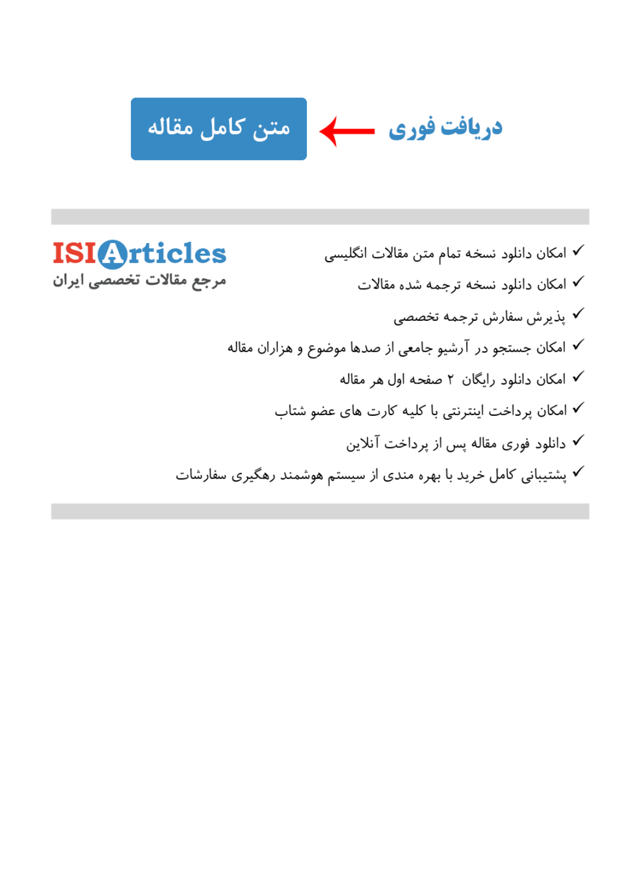دریافت فوری ← **متن کامل مقاله**

**ISIArticles**
مرجع مقالات تخصصی ایران

- ✓ امکان دانلود نسخه تمام متن مقالات انگلیسی
- ✓ امکان دانلود نسخه ترجمه شده مقالات
- ✓ پذیرش سفارش ترجمه تخصصی
- ✓ امکان جستجو در آرشیو جامعی از صدها موضوع و هزاران مقاله
- ✓ امکان دانلود رایگان ۲ صفحه اول هر مقاله
- ✓ امکان پرداخت اینترنتی با کلیه کارت های عضو شتاب
- ✓ دانلود فوری مقاله پس از پرداخت آنلاین
- ✓ پشتیبانی کامل خرید با بهره مندی از سیستم هوشمند رهگیری سفارشات